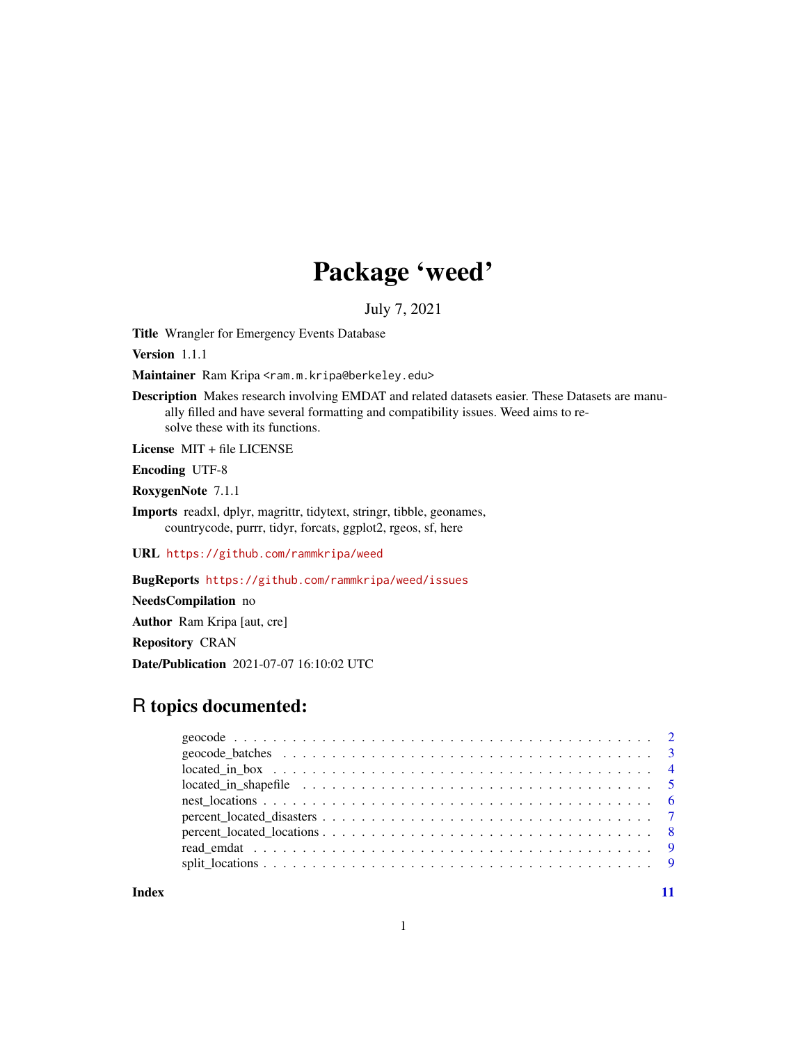# Package 'weed'

July 7, 2021

**Title** Wrangler for Emergency Events Database

**Version** 1.1.1

**Maintainer** Ram Kripa <ram.m.kripa@berkeley.edu>

**Description** Makes research involving EMDAT and related datasets easier. These Datasets are manually filled and have several formatting and compatibility issues. Weed aims to resolve these with its functions.

**License** MIT + file LICENSE

**Encoding** UTF-8

**RoxygenNote** 7.1.1

**Imports** readxl, dplyr, magrittr, tidytext, stringr, tibble, geonames, countrycode, purrr, tidyr, forcats, ggplot2, rgeos, sf, here

**URL** https://github.com/rammkripa/weed

**BugReports** https://github.com/rammkripa/weed/issues

**NeedsCompilation** no

**Author** Ram Kripa [aut, cre]

**Repository** CRAN

**Date/Publication** 2021-07-07 16:10:02 UTC

## R topics documented:

- geocode . . . . . . . . . . . . . . . . . . . . . . . . . . . . . . . . . . . . . . . . . . 2
- geocode_batches . . . . . . . . . . . . . . . . . . . . . . . . . . . . . . . . . . . . . 3
- located_in_box . . . . . . . . . . . . . . . . . . . . . . . . . . . . . . . . . . . . . . 4
- located_in_shapefile . . . . . . . . . . . . . . . . . . . . . . . . . . . . . . . . . . . 5
- nest_locations . . . . . . . . . . . . . . . . . . . . . . . . . . . . . . . . . . . . . . 6
- percent_located_disasters . . . . . . . . . . . . . . . . . . . . . . . . . . . . . . . . 7
- percent_located_locations . . . . . . . . . . . . . . . . . . . . . . . . . . . . . . . . 8
- read_emdat . . . . . . . . . . . . . . . . . . . . . . . . . . . . . . . . . . . . . . . 9
- split_locations . . . . . . . . . . . . . . . . . . . . . . . . . . . . . . . . . . . . . . 9

**Index** 11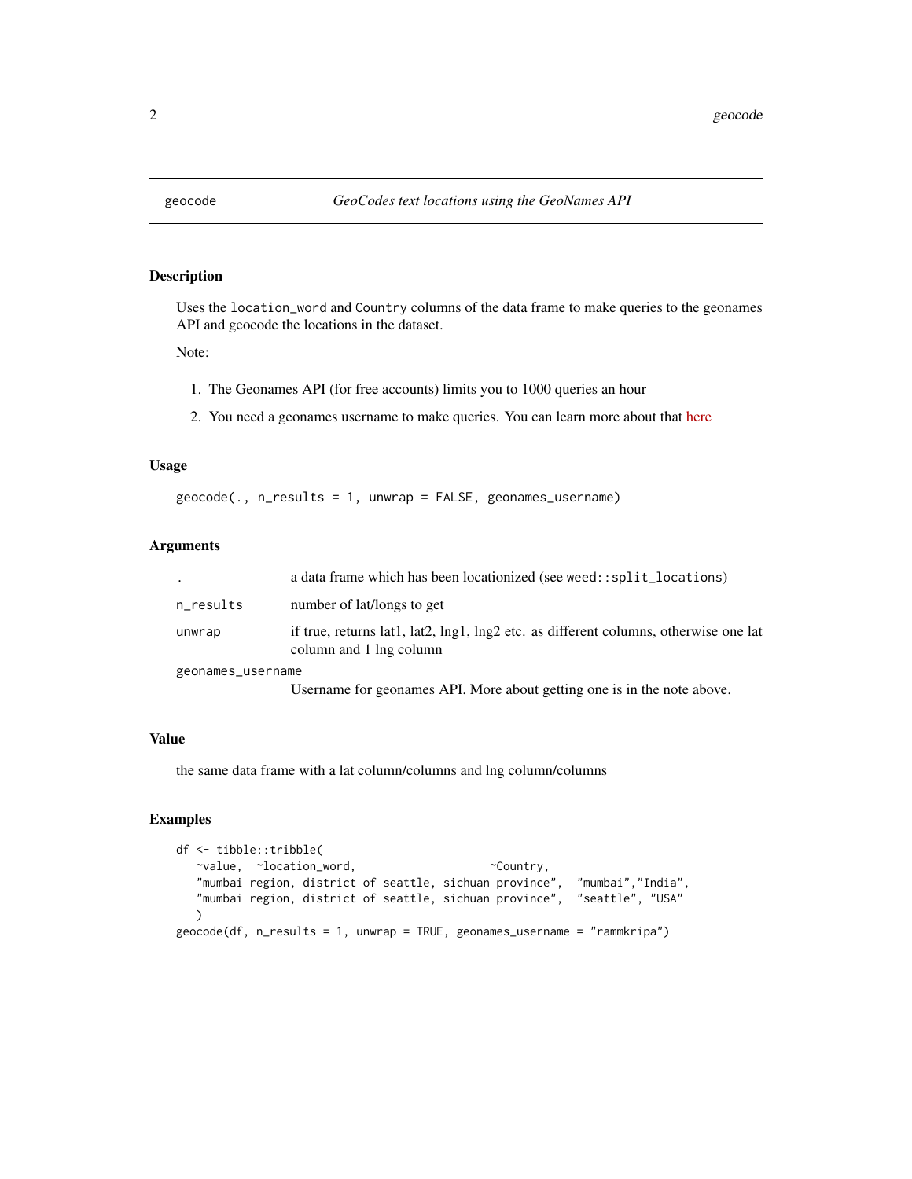## geocode — *GeoCodes text locations using the GeoNames API*

### Description

Uses the `location_word` and `Country` columns of the data frame to make queries to the geonames API and geocode the locations in the dataset.

Note:

1. The Geonames API (for free accounts) limits you to 1000 queries an hour
2. You need a geonames username to make queries. You can learn more about that here

### Usage

```
geocode(., n_results = 1, unwrap = FALSE, geonames_username)
```

### Arguments

| Argument | Description |
| --- | --- |
| `.` | a data frame which has been locationized (see `weed::split_locations`) |
| `n_results` | number of lat/longs to get |
| `unwrap` | if true, returns lat1, lat2, lng1, lng2 etc. as different columns, otherwise one lat column and 1 lng column |
| `geonames_username` | Username for geonames API. More about getting one is in the note above. |

### Value

the same data frame with a lat column/columns and lng column/columns

### Examples

```
df <- tibble::tribble(
   ~value,  ~location_word,                    ~Country,
   "mumbai region, district of seattle, sichuan province",  "mumbai","India",
   "mumbai region, district of seattle, sichuan province",  "seattle", "USA"
   )
geocode(df, n_results = 1, unwrap = TRUE, geonames_username = "rammkripa")
```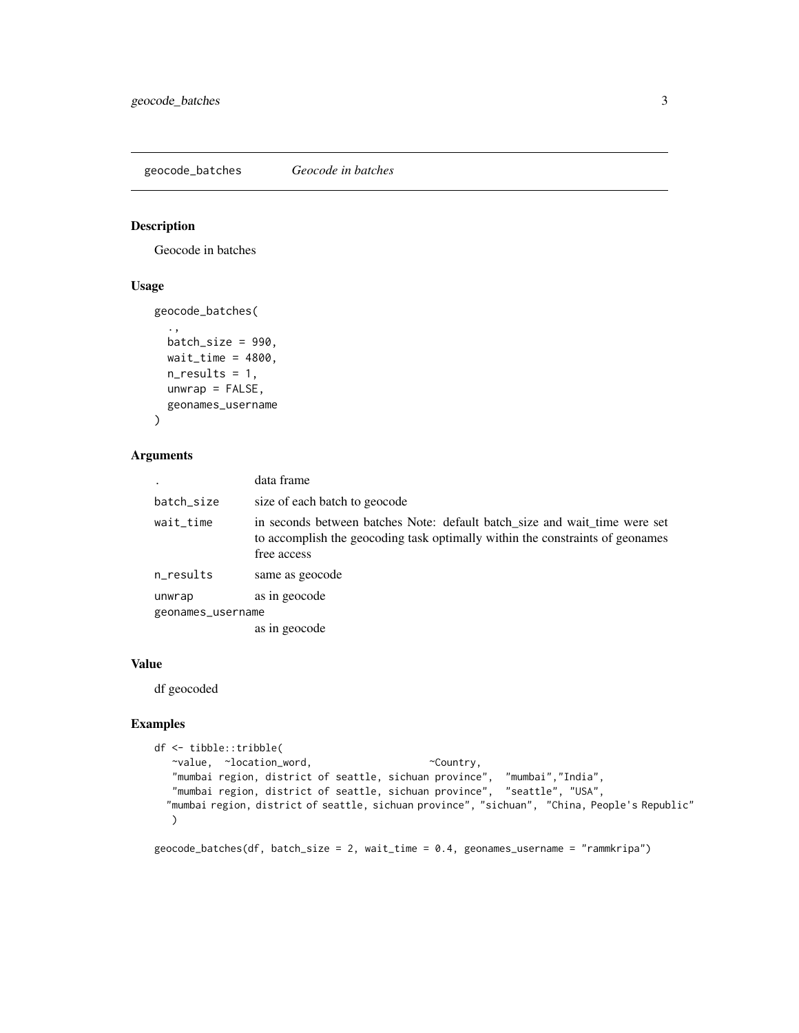## geocode_batches — *Geocode in batches*

### Description

Geocode in batches

### Usage

```
geocode_batches(
  .,
  batch_size = 990,
  wait_time = 4800,
  n_results = 1,
  unwrap = FALSE,
  geonames_username
)
```

### Arguments

| Argument | Description |
| --- | --- |
| `.` | data frame |
| `batch_size` | size of each batch to geocode |
| `wait_time` | in seconds between batches Note: default batch_size and wait_time were set to accomplish the geocoding task optimally within the constraints of geonames free access |
| `n_results` | same as geocode |
| `unwrap` | as in geocode |
| `geonames_username` | as in geocode |

### Value

df geocoded

### Examples

```
df <- tibble::tribble(
   ~value,  ~location_word,                     ~Country,
   "mumbai region, district of seattle, sichuan province",  "mumbai","India",
   "mumbai region, district of seattle, sichuan province",  "seattle", "USA",
  "mumbai region, district of seattle, sichuan province", "sichuan",  "China, People's Republic"
   )

geocode_batches(df, batch_size = 2, wait_time = 0.4, geonames_username = "rammkripa")
```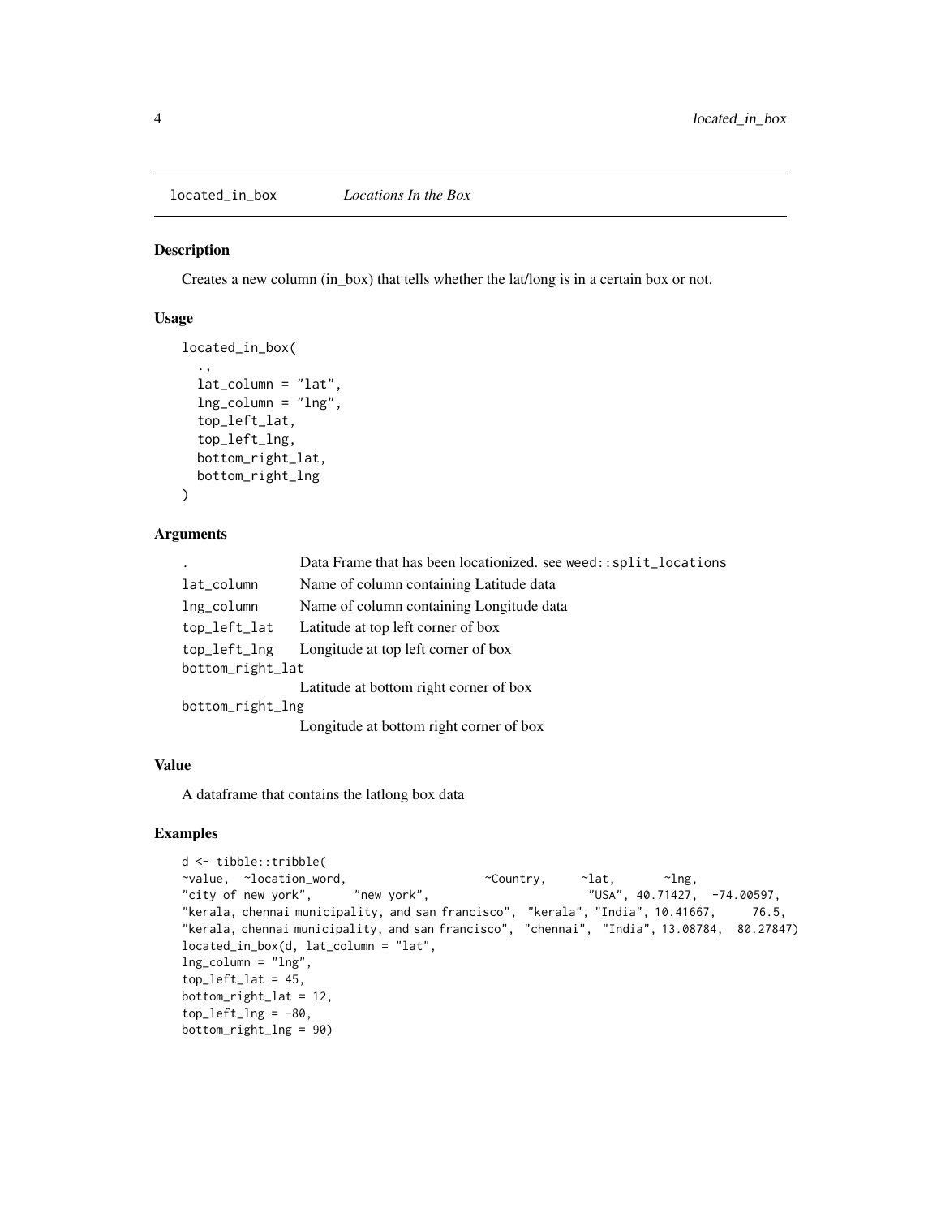`located_in_box` *Locations In the Box*

## Description

Creates a new column (in_box) that tells whether the lat/long is in a certain box or not.

## Usage

```
located_in_box(
  .,
  lat_column = "lat",
  lng_column = "lng",
  top_left_lat,
  top_left_lng,
  bottom_right_lat,
  bottom_right_lng
)
```

## Arguments

| | |
|---|---|
| `.` | Data Frame that has been locationized. see `weed::split_locations` |
| `lat_column` | Name of column containing Latitude data |
| `lng_column` | Name of column containing Longitude data |
| `top_left_lat` | Latitude at top left corner of box |
| `top_left_lng` | Longitude at top left corner of box |
| `bottom_right_lat` | Latitude at bottom right corner of box |
| `bottom_right_lng` | Longitude at bottom right corner of box |

## Value

A dataframe that contains the latlong box data

## Examples

```
d <- tibble::tribble(
~value,  ~location_word,                    ~Country,     ~lat,       ~lng,
"city of new york",      "new york",                       "USA", 40.71427,  -74.00597,
"kerala, chennai municipality, and san francisco",  "kerala", "India", 10.41667,     76.5,
"kerala, chennai municipality, and san francisco",  "chennai",  "India", 13.08784,  80.27847)
located_in_box(d, lat_column = "lat",
lng_column = "lng",
top_left_lat = 45,
bottom_right_lat = 12,
top_left_lng = -80,
bottom_right_lng = 90)
```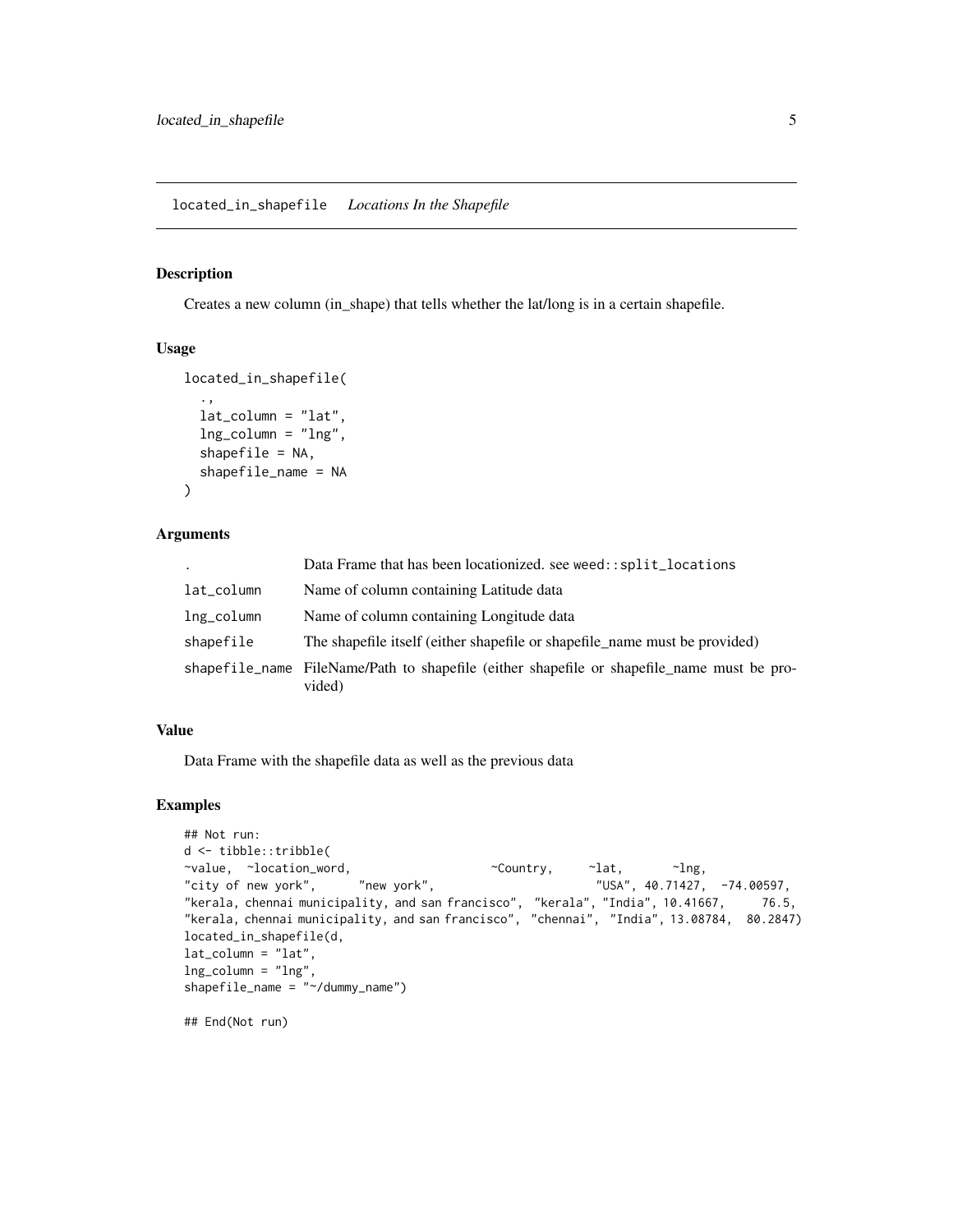## located_in_shapefile *Locations In the Shapefile*

### Description

Creates a new column (in_shape) that tells whether the lat/long is in a certain shapefile.

### Usage

```
located_in_shapefile(
  .,
  lat_column = "lat",
  lng_column = "lng",
  shapefile = NA,
  shapefile_name = NA
)
```

### Arguments

| | |
|---|---|
| `.` | Data Frame that has been locationized. see `weed::split_locations` |
| `lat_column` | Name of column containing Latitude data |
| `lng_column` | Name of column containing Longitude data |
| `shapefile` | The shapefile itself (either shapefile or shapefile_name must be provided) |
| `shapefile_name` | FileName/Path to shapefile (either shapefile or shapefile_name must be provided) |

### Value

Data Frame with the shapefile data as well as the previous data

### Examples

```
## Not run:
d <- tibble::tribble(
~value,  ~location_word,                    ~Country,     ~lat,       ~lng,
"city of new york",      "new york",                         "USA", 40.71427,  -74.00597,
"kerala, chennai municipality, and san francisco",  "kerala", "India", 10.41667,     76.5,
"kerala, chennai municipality, and san francisco",  "chennai",  "India", 13.08784,  80.2847)
located_in_shapefile(d,
lat_column = "lat",
lng_column = "lng",
shapefile_name = "~/dummy_name")

## End(Not run)
```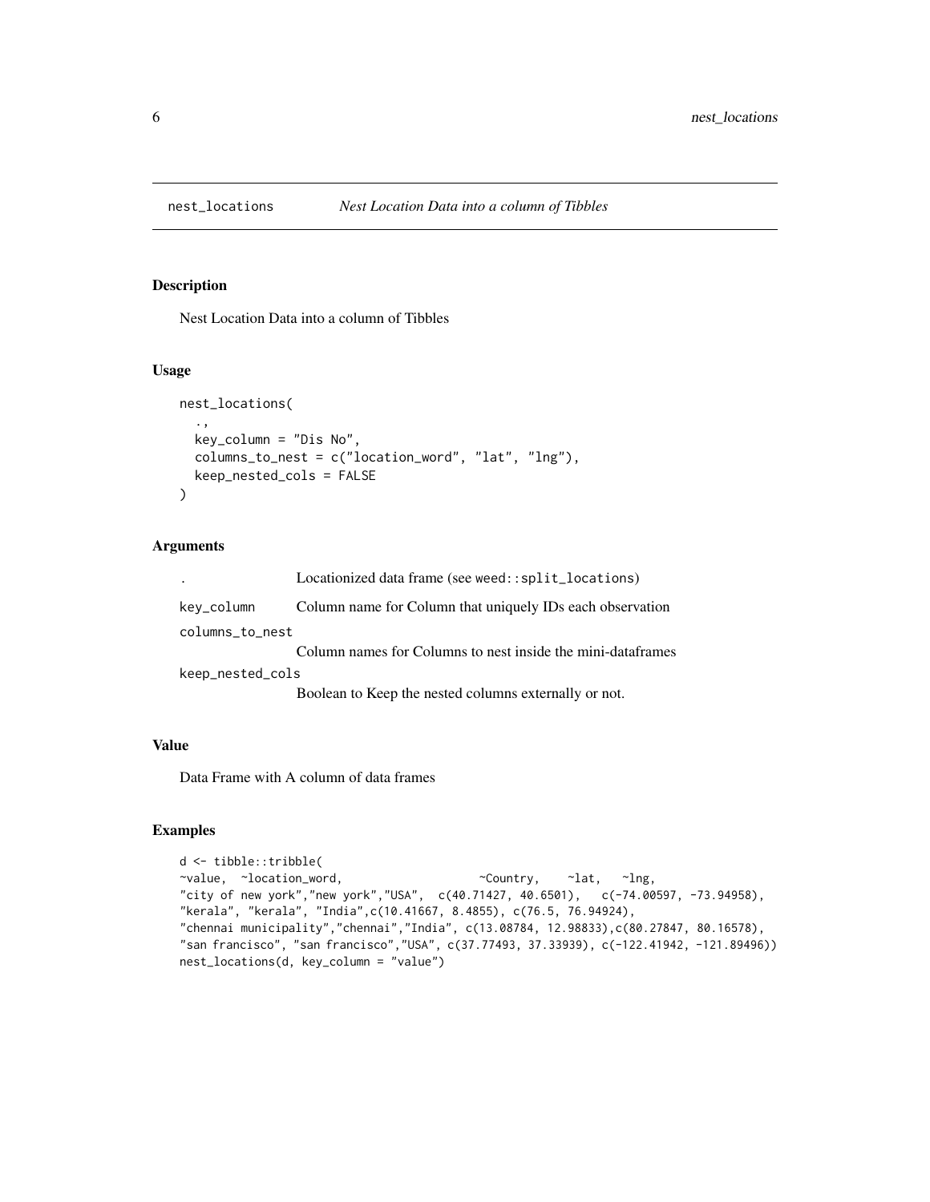nest_locations *Nest Location Data into a column of Tibbles*

## Description

Nest Location Data into a column of Tibbles

## Usage

```
nest_locations(
  .,
  key_column = "Dis No",
  columns_to_nest = c("location_word", "lat", "lng"),
  keep_nested_cols = FALSE
)
```

## Arguments

| | |
|---|---|
| . | Locationized data frame (see weed::split_locations) |
| key_column | Column name for Column that uniquely IDs each observation |
| columns_to_nest | Column names for Columns to nest inside the mini-dataframes |
| keep_nested_cols | Boolean to Keep the nested columns externally or not. |

## Value

Data Frame with A column of data frames

## Examples

```
d <- tibble::tribble(
~value,  ~location_word,                    ~Country,    ~lat,   ~lng,
"city of new york","new york","USA",  c(40.71427, 40.6501),   c(-74.00597, -73.94958),
"kerala", "kerala", "India",c(10.41667, 8.4855), c(76.5, 76.94924),
"chennai municipality","chennai","India", c(13.08784, 12.98833),c(80.27847, 80.16578),
"san francisco", "san francisco","USA", c(37.77493, 37.33939), c(-122.41942, -121.89496))
nest_locations(d, key_column = "value")
```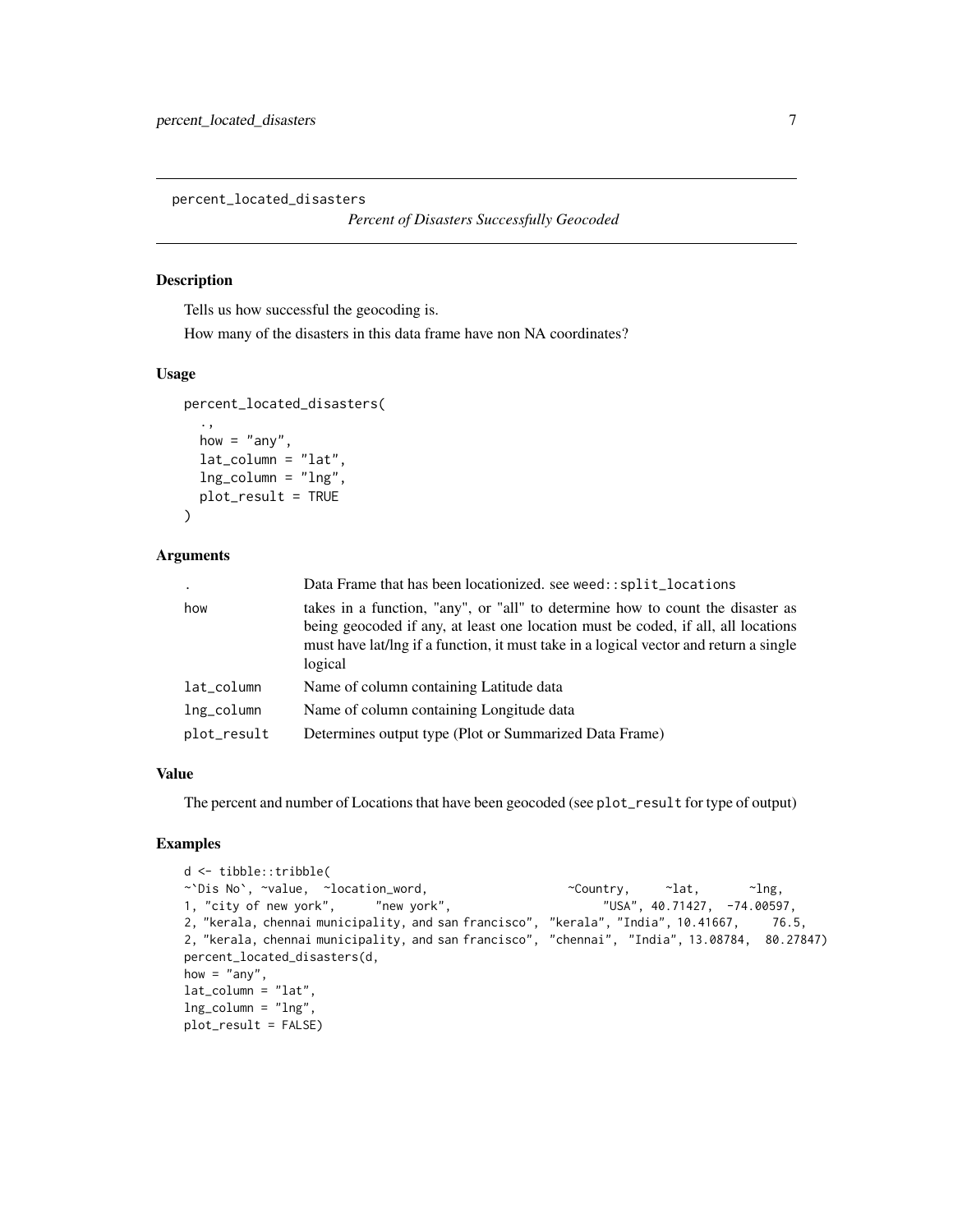percent_located_disasters

*Percent of Disasters Successfully Geocoded*

## Description

Tells us how successful the geocoding is.

How many of the disasters in this data frame have non NA coordinates?

## Usage

```
percent_located_disasters(
  .,
  how = "any",
  lat_column = "lat",
  lng_column = "lng",
  plot_result = TRUE
)
```

## Arguments

| | |
|---|---|
| `.` | Data Frame that has been locationized. see `weed::split_locations` |
| `how` | takes in a function, "any", or "all" to determine how to count the disaster as being geocoded if any, at least one location must be coded, if all, all locations must have lat/lng if a function, it must take in a logical vector and return a single logical |
| `lat_column` | Name of column containing Latitude data |
| `lng_column` | Name of column containing Longitude data |
| `plot_result` | Determines output type (Plot or Summarized Data Frame) |

## Value

The percent and number of Locations that have been geocoded (see `plot_result` for type of output)

## Examples

```
d <- tibble::tribble(
~`Dis No`, ~value,  ~location_word,                    ~Country,     ~lat,       ~lng,
1, "city of new york",      "new york",                     "USA", 40.71427,  -74.00597,
2, "kerala, chennai municipality, and san francisco",  "kerala", "India", 10.41667,     76.5,
2, "kerala, chennai municipality, and san francisco",  "chennai",  "India", 13.08784,  80.27847)
percent_located_disasters(d,
how = "any",
lat_column = "lat",
lng_column = "lng",
plot_result = FALSE)
```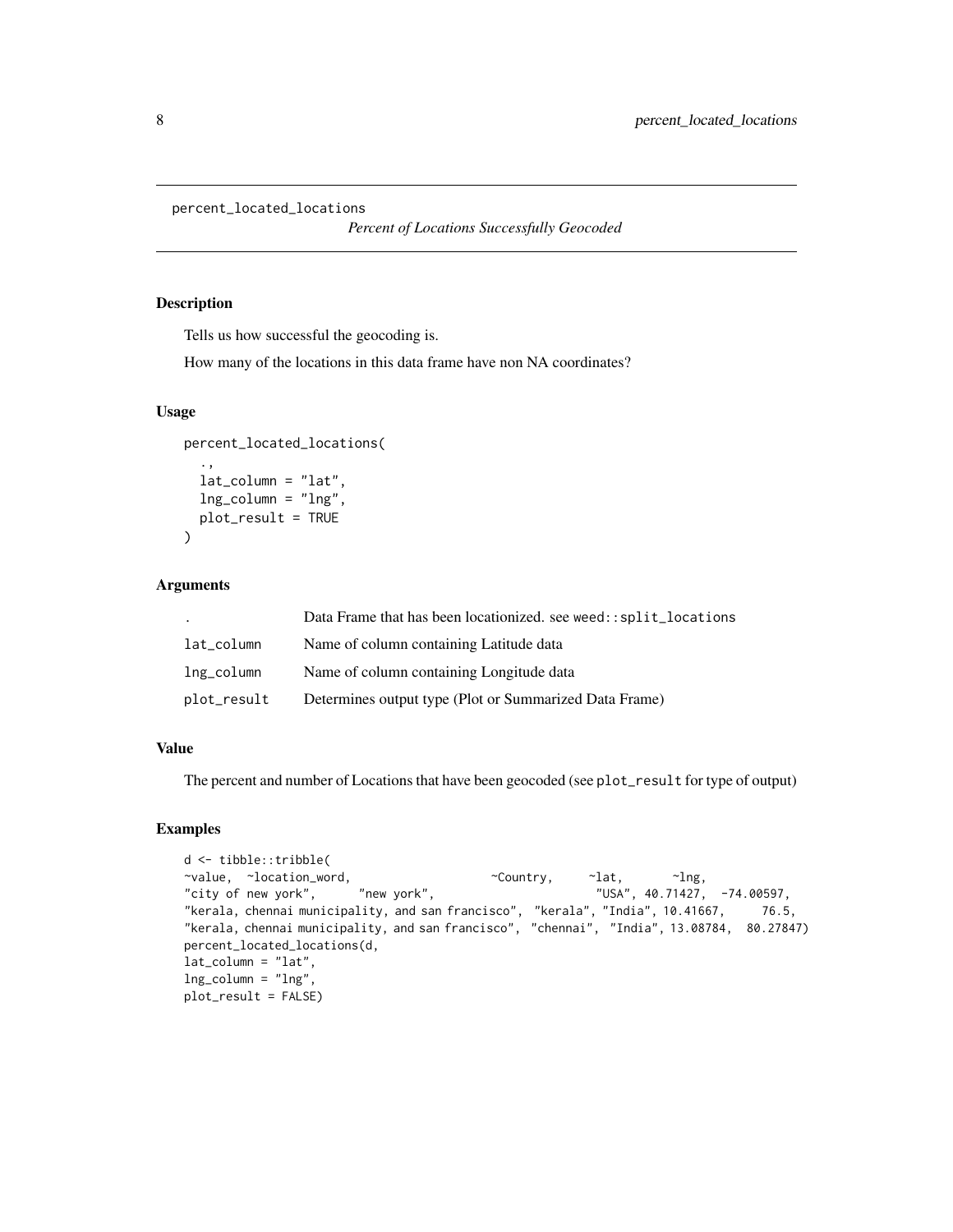percent_located_locations

*Percent of Locations Successfully Geocoded*

## Description

Tells us how successful the geocoding is.

How many of the locations in this data frame have non NA coordinates?

## Usage

```
percent_located_locations(
  .,
  lat_column = "lat",
  lng_column = "lng",
  plot_result = TRUE
)
```

## Arguments

| | |
|---|---|
| . | Data Frame that has been locationized. see weed::split_locations |
| lat_column | Name of column containing Latitude data |
| lng_column | Name of column containing Longitude data |
| plot_result | Determines output type (Plot or Summarized Data Frame) |

## Value

The percent and number of Locations that have been geocoded (see plot_result for type of output)

## Examples

```
d <- tibble::tribble(
~value,  ~location_word,                    ~Country,     ~lat,       ~lng,
"city of new york",      "new york",                       "USA", 40.71427,  -74.00597,
"kerala, chennai municipality, and san francisco",  "kerala", "India", 10.41667,     76.5,
"kerala, chennai municipality, and san francisco",  "chennai",  "India", 13.08784,  80.27847)
percent_located_locations(d,
lat_column = "lat",
lng_column = "lng",
plot_result = FALSE)
```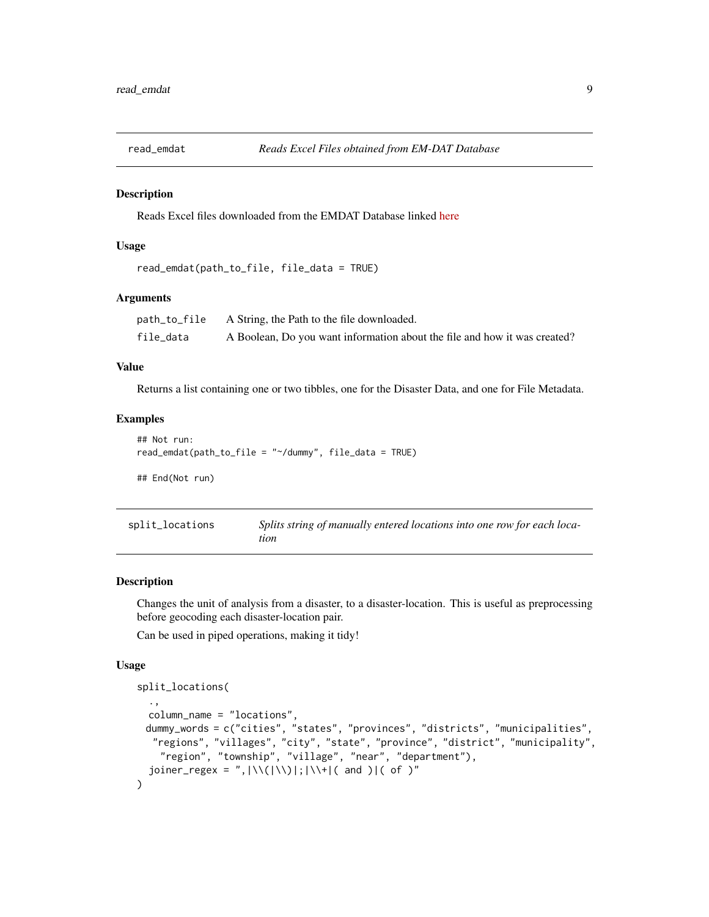## read_emdat — *Reads Excel Files obtained from EM-DAT Database*

### Description

Reads Excel files downloaded from the EMDAT Database linked here

### Usage

```
read_emdat(path_to_file, file_data = TRUE)
```

### Arguments

| | |
|---|---|
| path_to_file | A String, the Path to the file downloaded. |
| file_data | A Boolean, Do you want information about the file and how it was created? |

### Value

Returns a list containing one or two tibbles, one for the Disaster Data, and one for File Metadata.

### Examples

```
## Not run:
read_emdat(path_to_file = "~/dummy", file_data = TRUE)

## End(Not run)
```

## split_locations — *Splits string of manually entered locations into one row for each location*

### Description

Changes the unit of analysis from a disaster, to a disaster-location. This is useful as preprocessing before geocoding each disaster-location pair.

Can be used in piped operations, making it tidy!

### Usage

```
split_locations(
  .,
  column_name = "locations",
  dummy_words = c("cities", "states", "provinces", "districts", "municipalities",
    "regions", "villages", "city", "state", "province", "district", "municipality",
    "region", "township", "village", "near", "department"),
  joiner_regex = ",|\\(|\\)|;|\\+|( and )|( of )"
)
```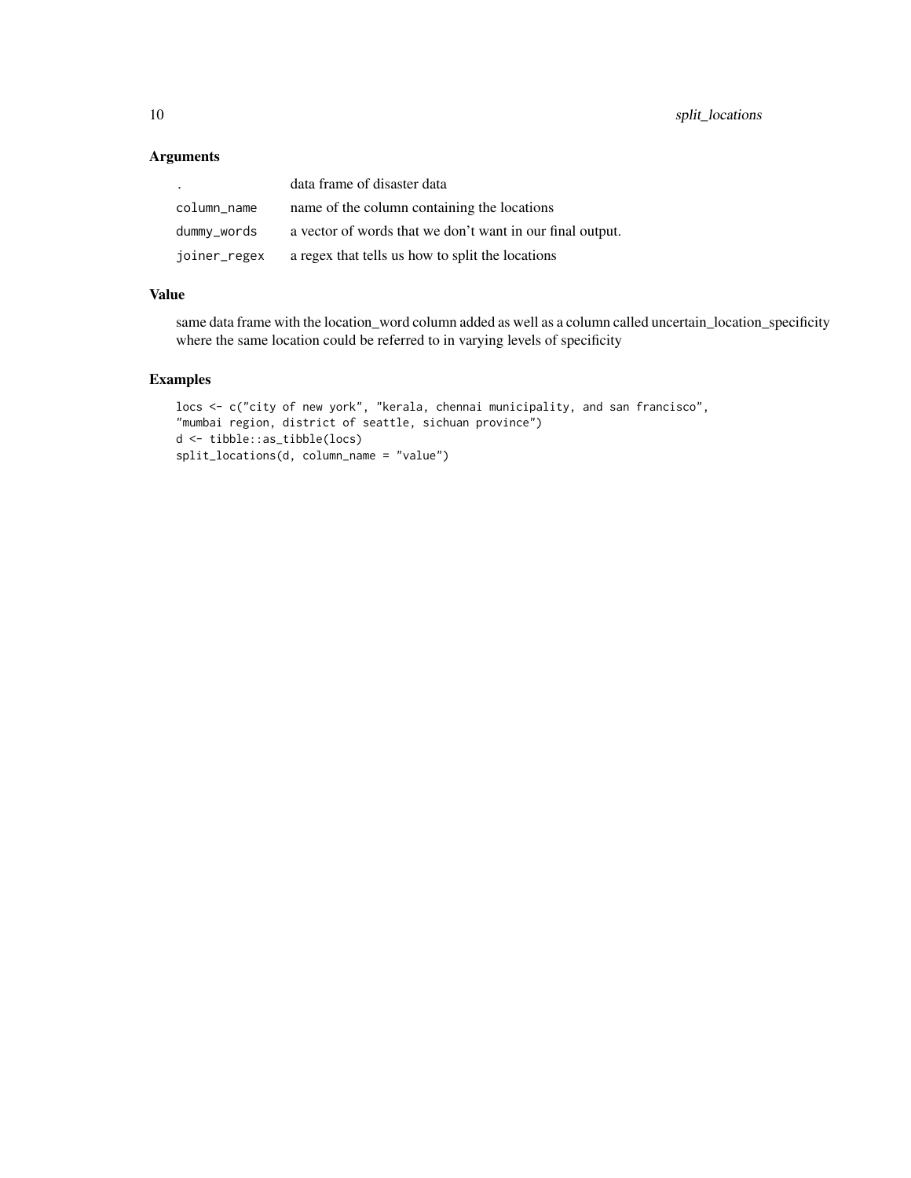## Arguments

| | |
|---|---|
| . | data frame of disaster data |
| column_name | name of the column containing the locations |
| dummy_words | a vector of words that we don't want in our final output. |
| joiner_regex | a regex that tells us how to split the locations |

## Value

same data frame with the location_word column added as well as a column called uncertain_location_specificity where the same location could be referred to in varying levels of specificity

## Examples

```
locs <- c("city of new york", "kerala, chennai municipality, and san francisco",
"mumbai region, district of seattle, sichuan province")
d <- tibble::as_tibble(locs)
split_locations(d, column_name = "value")
```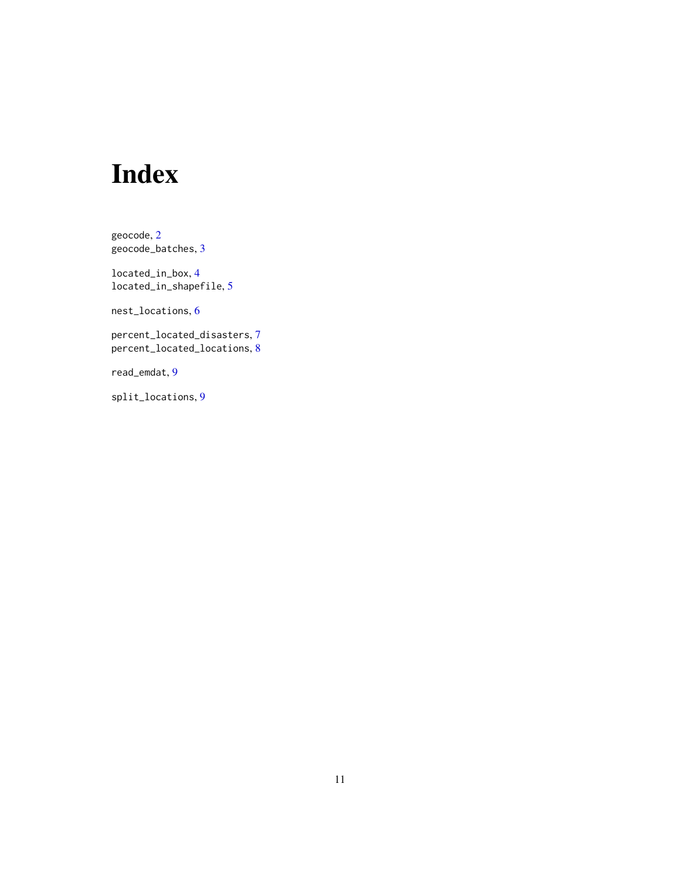# Index

geocode, 2
geocode_batches, 3

located_in_box, 4
located_in_shapefile, 5

nest_locations, 6

percent_located_disasters, 7
percent_located_locations, 8

read_emdat, 9

split_locations, 9